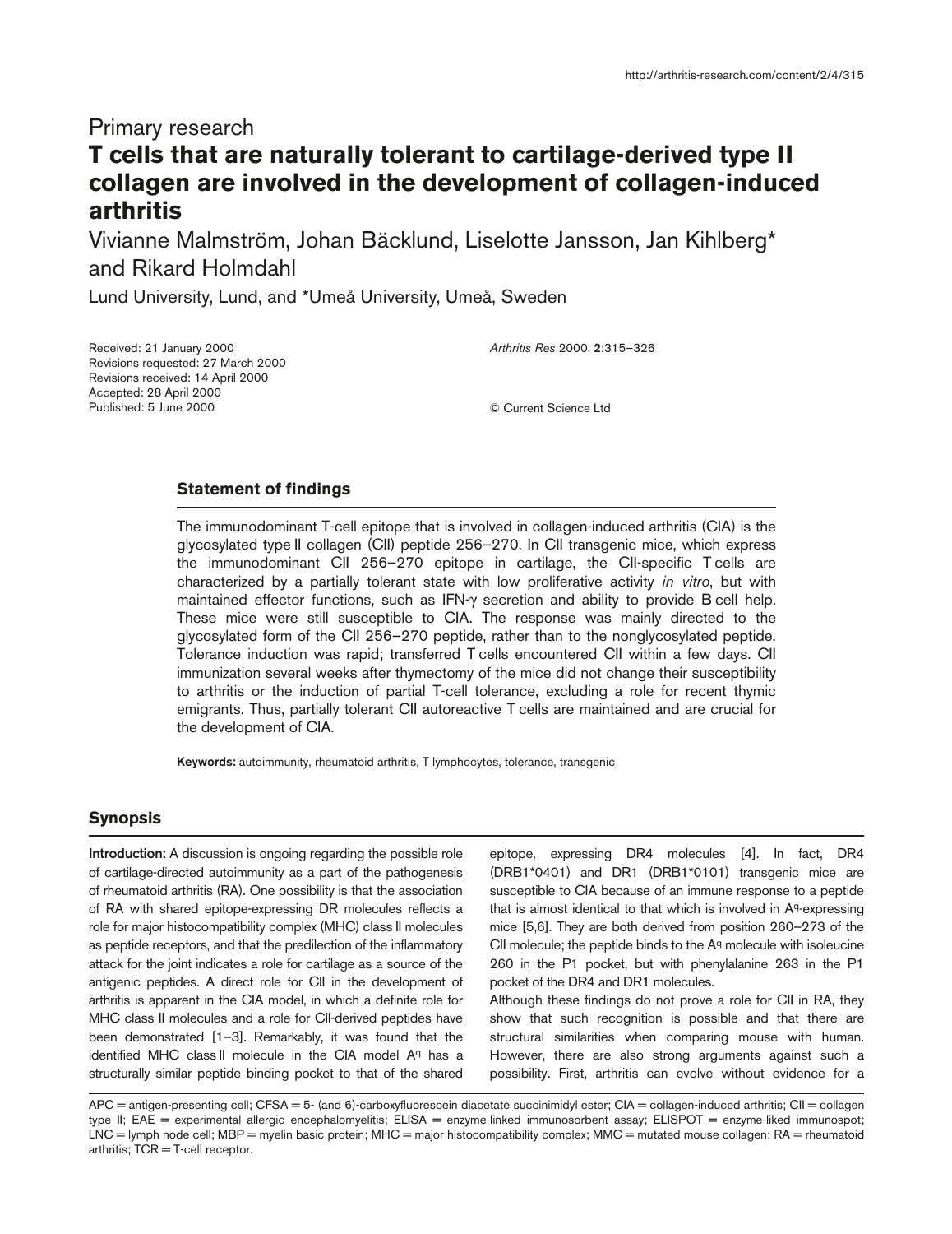Primary research

# T cells that are naturally tolerant to cartilage-derived type II collagen are involved in the development of collagen-induced arthritis

Vivianne Malmström, Johan Bäcklund, Liselotte Jansson, Jan Kihlberg* and Rikard Holmdahl

Lund University, Lund, and *Umeå University, Umeå, Sweden

Received: 21 January 2000
Revisions requested: 27 March 2000
Revisions received: 14 April 2000
Accepted: 28 April 2000
Published: 5 June 2000

*Arthritis Res* 2000, **2**:315–326

© Current Science Ltd

## Statement of findings

The immunodominant T-cell epitope that is involved in collagen-induced arthritis (CIA) is the glycosylated type II collagen (CII) peptide 256–270. In CII transgenic mice, which express the immunodominant CII 256–270 epitope in cartilage, the CII-specific T cells are characterized by a partially tolerant state with low proliferative activity *in vitro*, but with maintained effector functions, such as IFN-γ secretion and ability to provide B cell help. These mice were still susceptible to CIA. The response was mainly directed to the glycosylated form of the CII 256–270 peptide, rather than to the nonglycosylated peptide. Tolerance induction was rapid; transferred T cells encountered CII within a few days. CII immunization several weeks after thymectomy of the mice did not change their susceptibility to arthritis or the induction of partial T-cell tolerance, excluding a role for recent thymic emigrants. Thus, partially tolerant CII autoreactive T cells are maintained and are crucial for the development of CIA.

**Keywords:** autoimmunity, rheumatoid arthritis, T lymphocytes, tolerance, transgenic

## Synopsis

**Introduction:** A discussion is ongoing regarding the possible role of cartilage-directed autoimmunity as a part of the pathogenesis of rheumatoid arthritis (RA). One possibility is that the association of RA with shared epitope-expressing DR molecules reflects a role for major histocompatibility complex (MHC) class II molecules as peptide receptors, and that the predilection of the inflammatory attack for the joint indicates a role for cartilage as a source of the antigenic peptides. A direct role for CII in the development of arthritis is apparent in the CIA model, in which a definite role for MHC class II molecules and a role for CII-derived peptides have been demonstrated [1–3]. Remarkably, it was found that the identified MHC class II molecule in the CIA model $A^q$ has a structurally similar peptide binding pocket to that of the shared epitope, expressing DR4 molecules [4]. In fact, DR4 (DRB1*0401) and DR1 (DRB1*0101) transgenic mice are susceptible to CIA because of an immune response to a peptide that is almost identical to that which is involved in $A^q$-expressing mice [5,6]. They are both derived from position 260–273 of the CII molecule; the peptide binds to the $A^q$ molecule with isoleucine 260 in the P1 pocket, but with phenylalanine 263 in the P1 pocket of the DR4 and DR1 molecules.

Although these findings do not prove a role for CII in RA, they show that such recognition is possible and that there are structural similarities when comparing mouse with human. However, there are also strong arguments against such a possibility. First, arthritis can evolve without evidence for a

APC = antigen-presenting cell; CFSA = 5- (and 6)-carboxyfluorescein diacetate succinimidyl ester; CIA = collagen-induced arthritis; CII = collagen type II; EAE = experimental allergic encephalomyelitis; ELISA = enzyme-linked immunosorbent assay; ELISPOT = enzyme-liked immunospot; LNC = lymph node cell; MBP = myelin basic protein; MHC = major histocompatibility complex; MMC = mutated mouse collagen; RA = rheumatoid arthritis; TCR = T-cell receptor.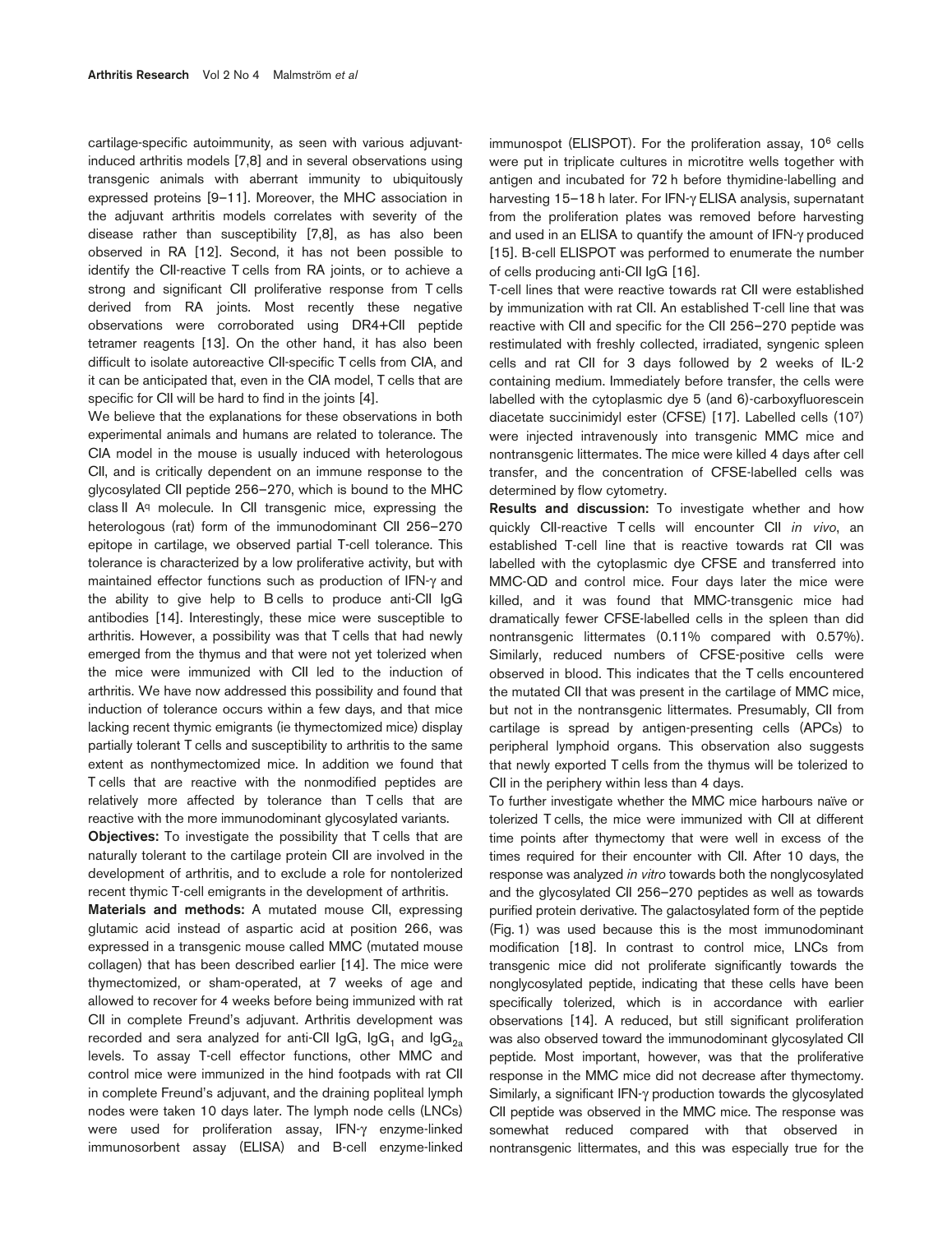cartilage-specific autoimmunity, as seen with various adjuvant-induced arthritis models [7,8] and in several observations using transgenic animals with aberrant immunity to ubiquitously expressed proteins [9–11]. Moreover, the MHC association in the adjuvant arthritis models correlates with severity of the disease rather than susceptibility [7,8], as has also been observed in RA [12]. Second, it has not been possible to identify the CII-reactive T cells from RA joints, or to achieve a strong and significant CII proliferative response from T cells derived from RA joints. Most recently these negative observations were corroborated using DR4+CII peptide tetramer reagents [13]. On the other hand, it has also been difficult to isolate autoreactive CII-specific T cells from CIA, and it can be anticipated that, even in the CIA model, T cells that are specific for CII will be hard to find in the joints [4].

We believe that the explanations for these observations in both experimental animals and humans are related to tolerance. The CIA model in the mouse is usually induced with heterologous CII, and is critically dependent on an immune response to the glycosylated CII peptide 256–270, which is bound to the MHC class II $A^q$ molecule. In CII transgenic mice, expressing the heterologous (rat) form of the immunodominant CII 256–270 epitope in cartilage, we observed partial T-cell tolerance. This tolerance is characterized by a low proliferative activity, but with maintained effector functions such as production of IFN-γ and the ability to give help to B cells to produce anti-CII IgG antibodies [14]. Interestingly, these mice were susceptible to arthritis. However, a possibility was that T cells that had newly emerged from the thymus and that were not yet tolerized when the mice were immunized with CII led to the induction of arthritis. We have now addressed this possibility and found that induction of tolerance occurs within a few days, and that mice lacking recent thymic emigrants (ie thymectomized mice) display partially tolerant T cells and susceptibility to arthritis to the same extent as nonthymectomized mice. In addition we found that T cells that are reactive with the nonmodified peptides are relatively more affected by tolerance than T cells that are reactive with the more immunodominant glycosylated variants.

**Objectives:** To investigate the possibility that T cells that are naturally tolerant to the cartilage protein CII are involved in the development of arthritis, and to exclude a role for nontolerized recent thymic T-cell emigrants in the development of arthritis.

**Materials and methods:** A mutated mouse CII, expressing glutamic acid instead of aspartic acid at position 266, was expressed in a transgenic mouse called MMC (mutated mouse collagen) that has been described earlier [14]. The mice were thymectomized, or sham-operated, at 7 weeks of age and allowed to recover for 4 weeks before being immunized with rat CII in complete Freund's adjuvant. Arthritis development was recorded and sera analyzed for anti-CII IgG, $IgG_1$ and $IgG_{2a}$ levels. To assay T-cell effector functions, other MMC and control mice were immunized in the hind footpads with rat CII in complete Freund's adjuvant, and the draining popliteal lymph nodes were taken 10 days later. The lymph node cells (LNCs) were used for proliferation assay, IFN-γ enzyme-linked immunosorbent assay (ELISA) and B-cell enzyme-linked immunospot (ELISPOT). For the proliferation assay, $10^6$ cells were put in triplicate cultures in microtitre wells together with antigen and incubated for 72 h before thymidine-labelling and harvesting 15–18 h later. For IFN-γ ELISA analysis, supernatant from the proliferation plates was removed before harvesting and used in an ELISA to quantify the amount of IFN-γ produced [15]. B-cell ELISPOT was performed to enumerate the number of cells producing anti-CII IgG [16].

T-cell lines that were reactive towards rat CII were established by immunization with rat CII. An established T-cell line that was reactive with CII and specific for the CII 256–270 peptide was restimulated with freshly collected, irradiated, syngenic spleen cells and rat CII for 3 days followed by 2 weeks of IL-2 containing medium. Immediately before transfer, the cells were labelled with the cytoplasmic dye 5 (and 6)-carboxyfluorescein diacetate succinimidyl ester (CFSE) [17]. Labelled cells ($10^7$) were injected intravenously into transgenic MMC mice and nontransgenic littermates. The mice were killed 4 days after cell transfer, and the concentration of CFSE-labelled cells was determined by flow cytometry.

**Results and discussion:** To investigate whether and how quickly CII-reactive T cells will encounter CII *in vivo*, an established T-cell line that is reactive towards rat CII was labelled with the cytoplasmic dye CFSE and transferred into MMC-QD and control mice. Four days later the mice were killed, and it was found that MMC-transgenic mice had dramatically fewer CFSE-labelled cells in the spleen than did nontransgenic littermates (0.11% compared with 0.57%). Similarly, reduced numbers of CFSE-positive cells were observed in blood. This indicates that the T cells encountered the mutated CII that was present in the cartilage of MMC mice, but not in the nontransgenic littermates. Presumably, CII from cartilage is spread by antigen-presenting cells (APCs) to peripheral lymphoid organs. This observation also suggests that newly exported T cells from the thymus will be tolerized to CII in the periphery within less than 4 days.

To further investigate whether the MMC mice harbours naïve or tolerized T cells, the mice were immunized with CII at different time points after thymectomy that were well in excess of the times required for their encounter with CII. After 10 days, the response was analyzed *in vitro* towards both the nonglycosylated and the glycosylated CII 256–270 peptides as well as towards purified protein derivative. The galactosylated form of the peptide (Fig. 1) was used because this is the most immunodominant modification [18]. In contrast to control mice, LNCs from transgenic mice did not proliferate significantly towards the nonglycosylated peptide, indicating that these cells have been specifically tolerized, which is in accordance with earlier observations [14]. A reduced, but still significant proliferation was also observed toward the immunodominant glycosylated CII peptide. Most important, however, was that the proliferative response in the MMC mice did not decrease after thymectomy. Similarly, a significant IFN-γ production towards the glycosylated CII peptide was observed in the MMC mice. The response was somewhat reduced compared with that observed in nontransgenic littermates, and this was especially true for the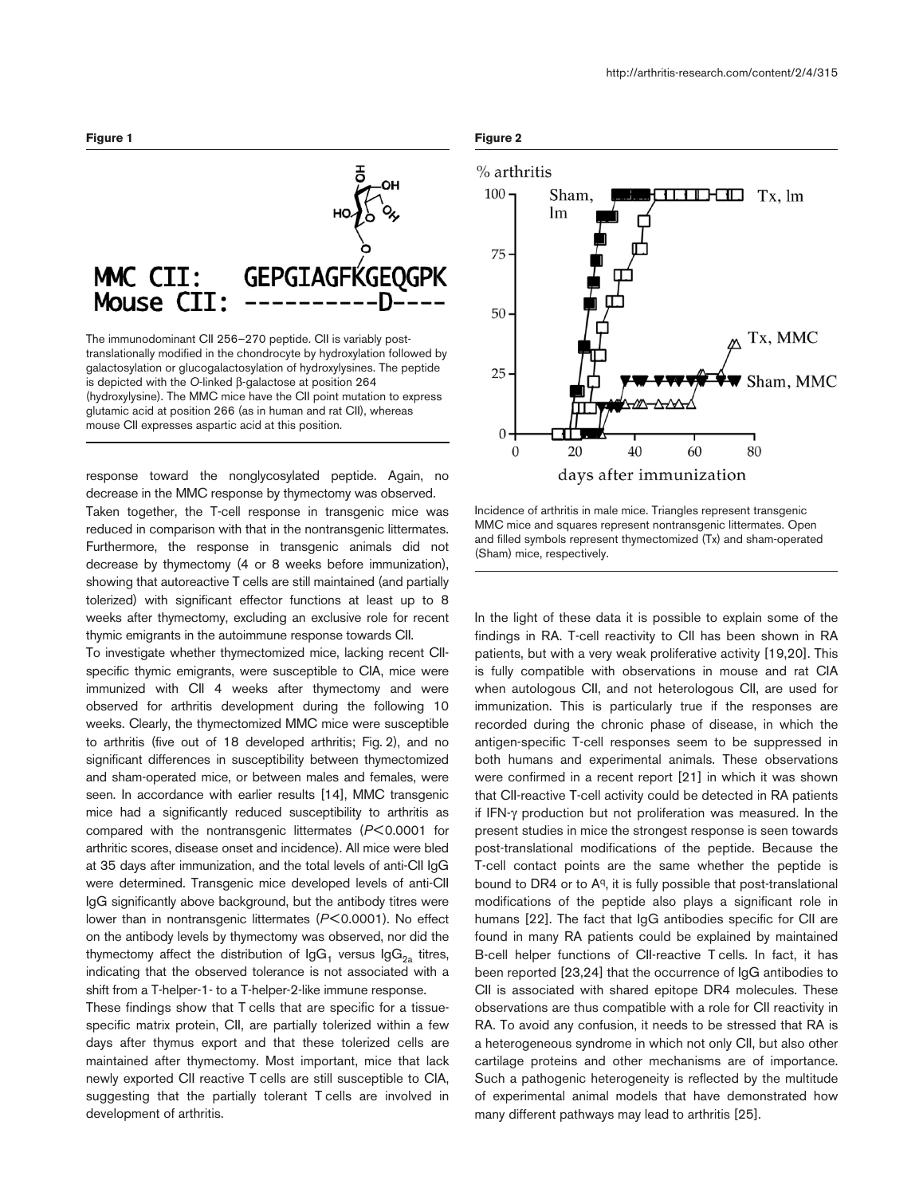**Figure 1**

MMC CII: GEPGIAGFKGEQGPK
Mouse CII: ----------D----

The immunodominant CII 256–270 peptide. CII is variably post-translationally modified in the chondrocyte by hydroxylation followed by galactosylation or glucogalactosylation of hydroxylysines. The peptide is depicted with the *O*-linked β-galactose at position 264 (hydroxylysine). The MMC mice have the CII point mutation to express glutamic acid at position 266 (as in human and rat CII), whereas mouse CII expresses aspartic acid at this position.

response toward the nonglycosylated peptide. Again, no decrease in the MMC response by thymectomy was observed.

Taken together, the T-cell response in transgenic mice was reduced in comparison with that in the nontransgenic littermates. Furthermore, the response in transgenic animals did not decrease by thymectomy (4 or 8 weeks before immunization), showing that autoreactive T cells are still maintained (and partially tolerized) with significant effector functions at least up to 8 weeks after thymectomy, excluding an exclusive role for recent thymic emigrants in the autoimmune response towards CII.

To investigate whether thymectomized mice, lacking recent CII-specific thymic emigrants, were susceptible to CIA, mice were immunized with CII 4 weeks after thymectomy and were observed for arthritis development during the following 10 weeks. Clearly, the thymectomized MMC mice were susceptible to arthritis (five out of 18 developed arthritis; Fig. 2), and no significant differences in susceptibility between thymectomized and sham-operated mice, or between males and females, were seen. In accordance with earlier results [14], MMC transgenic mice had a significantly reduced susceptibility to arthritis as compared with the nontransgenic littermates ($P < 0.0001$ for arthritic scores, disease onset and incidence). All mice were bled at 35 days after immunization, and the total levels of anti-CII IgG were determined. Transgenic mice developed levels of anti-CII IgG significantly above background, but the antibody titres were lower than in nontransgenic littermates ($P < 0.0001$). No effect on the antibody levels by thymectomy was observed, nor did the thymectomy affect the distribution of $IgG_1$ versus $IgG_{2a}$ titres, indicating that the observed tolerance is not associated with a shift from a T-helper-1- to a T-helper-2-like immune response.

These findings show that T cells that are specific for a tissue-specific matrix protein, CII, are partially tolerized within a few days after thymus export and that these tolerized cells are maintained after thymectomy. Most important, mice that lack newly exported CII reactive T cells are still susceptible to CIA, suggesting that the partially tolerant T cells are involved in development of arthritis.

**Figure 2**

Incidence of arthritis in male mice. Triangles represent transgenic MMC mice and squares represent nontransgenic littermates. Open and filled symbols represent thymectomized (Tx) and sham-operated (Sham) mice, respectively.

In the light of these data it is possible to explain some of the findings in RA. T-cell reactivity to CII has been shown in RA patients, but with a very weak proliferative activity [19,20]. This is fully compatible with observations in mouse and rat CIA when autologous CII, and not heterologous CII, are used for immunization. This is particularly true if the responses are recorded during the chronic phase of disease, in which the antigen-specific T-cell responses seem to be suppressed in both humans and experimental animals. These observations were confirmed in a recent report [21] in which it was shown that CII-reactive T-cell activity could be detected in RA patients if IFN-γ production but not proliferation was measured. In the present studies in mice the strongest response is seen towards post-translational modifications of the peptide. Because the T-cell contact points are the same whether the peptide is bound to DR4 or to $A^q$, it is fully possible that post-translational modifications of the peptide also plays a significant role in humans [22]. The fact that IgG antibodies specific for CII are found in many RA patients could be explained by maintained B-cell helper functions of CII-reactive T cells. In fact, it has been reported [23,24] that the occurrence of IgG antibodies to CII is associated with shared epitope DR4 molecules. These observations are thus compatible with a role for CII reactivity in RA. To avoid any confusion, it needs to be stressed that RA is a heterogeneous syndrome in which not only CII, but also other cartilage proteins and other mechanisms are of importance. Such a pathogenic heterogeneity is reflected by the multitude of experimental animal models that have demonstrated how many different pathways may lead to arthritis [25].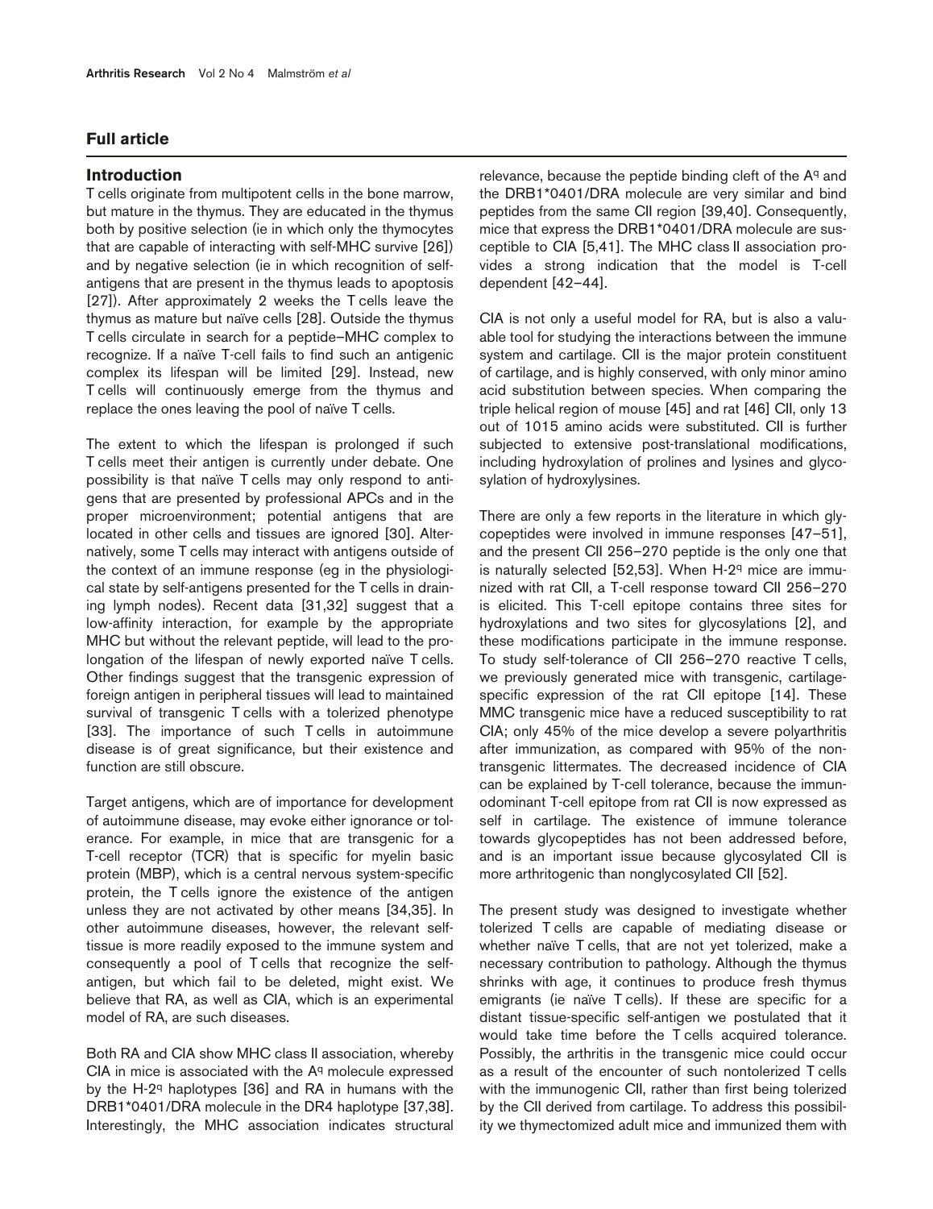## Full article

### Introduction

T cells originate from multipotent cells in the bone marrow, but mature in the thymus. They are educated in the thymus both by positive selection (ie in which only the thymocytes that are capable of interacting with self-MHC survive [26]) and by negative selection (ie in which recognition of self-antigens that are present in the thymus leads to apoptosis [27]). After approximately 2 weeks the T cells leave the thymus as mature but naïve cells [28]. Outside the thymus T cells circulate in search for a peptide–MHC complex to recognize. If a naïve T-cell fails to find such an antigenic complex its lifespan will be limited [29]. Instead, new T cells will continuously emerge from the thymus and replace the ones leaving the pool of naïve T cells.

The extent to which the lifespan is prolonged if such T cells meet their antigen is currently under debate. One possibility is that naïve T cells may only respond to antigens that are presented by professional APCs and in the proper microenvironment; potential antigens that are located in other cells and tissues are ignored [30]. Alternatively, some T cells may interact with antigens outside of the context of an immune response (eg in the physiological state by self-antigens presented for the T cells in draining lymph nodes). Recent data [31,32] suggest that a low-affinity interaction, for example by the appropriate MHC but without the relevant peptide, will lead to the prolongation of the lifespan of newly exported naïve T cells. Other findings suggest that the transgenic expression of foreign antigen in peripheral tissues will lead to maintained survival of transgenic T cells with a tolerized phenotype [33]. The importance of such T cells in autoimmune disease is of great significance, but their existence and function are still obscure.

Target antigens, which are of importance for development of autoimmune disease, may evoke either ignorance or tolerance. For example, in mice that are transgenic for a T-cell receptor (TCR) that is specific for myelin basic protein (MBP), which is a central nervous system-specific protein, the T cells ignore the existence of the antigen unless they are not activated by other means [34,35]. In other autoimmune diseases, however, the relevant self-tissue is more readily exposed to the immune system and consequently a pool of T cells that recognize the self-antigen, but which fail to be deleted, might exist. We believe that RA, as well as CIA, which is an experimental model of RA, are such diseases.

Both RA and CIA show MHC class II association, whereby CIA in mice is associated with the $A^q$ molecule expressed by the H-$2^q$ haplotypes [36] and RA in humans with the DRB1*0401/DRA molecule in the DR4 haplotype [37,38]. Interestingly, the MHC association indicates structural relevance, because the peptide binding cleft of the $A^q$ and the DRB1*0401/DRA molecule are very similar and bind peptides from the same CII region [39,40]. Consequently, mice that express the DRB1*0401/DRA molecule are susceptible to CIA [5,41]. The MHC class II association provides a strong indication that the model is T-cell dependent [42–44].

CIA is not only a useful model for RA, but is also a valuable tool for studying the interactions between the immune system and cartilage. CII is the major protein constituent of cartilage, and is highly conserved, with only minor amino acid substitution between species. When comparing the triple helical region of mouse [45] and rat [46] CII, only 13 out of 1015 amino acids were substituted. CII is further subjected to extensive post-translational modifications, including hydroxylation of prolines and lysines and glycosylation of hydroxylysines.

There are only a few reports in the literature in which glycopeptides were involved in immune responses [47–51], and the present CII 256–270 peptide is the only one that is naturally selected [52,53]. When H-$2^q$ mice are immunized with rat CII, a T-cell response toward CII 256–270 is elicited. This T-cell epitope contains three sites for hydroxylations and two sites for glycosylations [2], and these modifications participate in the immune response. To study self-tolerance of CII 256–270 reactive T cells, we previously generated mice with transgenic, cartilage-specific expression of the rat CII epitope [14]. These MMC transgenic mice have a reduced susceptibility to rat CIA; only 45% of the mice develop a severe polyarthritis after immunization, as compared with 95% of the non-transgenic littermates. The decreased incidence of CIA can be explained by T-cell tolerance, because the immunodominant T-cell epitope from rat CII is now expressed as self in cartilage. The existence of immune tolerance towards glycopeptides has not been addressed before, and is an important issue because glycosylated CII is more arthritogenic than nonglycosylated CII [52].

The present study was designed to investigate whether tolerized T cells are capable of mediating disease or whether naïve T cells, that are not yet tolerized, make a necessary contribution to pathology. Although the thymus shrinks with age, it continues to produce fresh thymus emigrants (ie naïve T cells). If these are specific for a distant tissue-specific self-antigen we postulated that it would take time before the T cells acquired tolerance. Possibly, the arthritis in the transgenic mice could occur as a result of the encounter of such nontolerized T cells with the immunogenic CII, rather than first being tolerized by the CII derived from cartilage. To address this possibility we thymectomized adult mice and immunized them with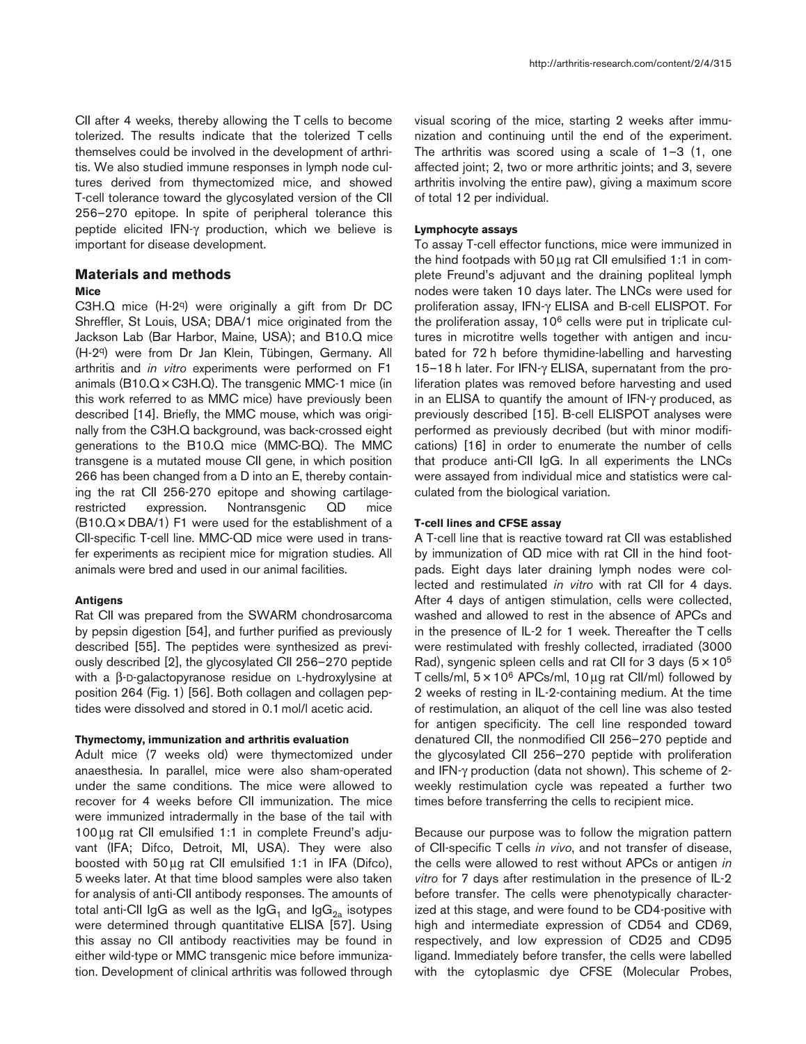CII after 4 weeks, thereby allowing the T cells to become tolerized. The results indicate that the tolerized T cells themselves could be involved in the development of arthritis. We also studied immune responses in lymph node cultures derived from thymectomized mice, and showed T-cell tolerance toward the glycosylated version of the CII 256–270 epitope. In spite of peripheral tolerance this peptide elicited IFN-γ production, which we believe is important for disease development.

## Materials and methods

### Mice

C3H.Q mice (H-2[q]) were originally a gift from Dr DC Shreffler, St Louis, USA; DBA/1 mice originated from the Jackson Lab (Bar Harbor, Maine, USA); and B10.Q mice (H-2[q]) were from Dr Jan Klein, Tübingen, Germany. All arthritis and *in vitro* experiments were performed on F1 animals (B10.Q × C3H.Q). The transgenic MMC-1 mice (in this work referred to as MMC mice) have previously been described [14]. Briefly, the MMC mouse, which was originally from the C3H.Q background, was back-crossed eight generations to the B10.Q mice (MMC-BQ). The MMC transgene is a mutated mouse CII gene, in which position 266 has been changed from a D into an E, thereby containing the rat CII 256-270 epitope and showing cartilage-restricted expression. Nontransgenic QD mice (B10.Q × DBA/1) F1 were used for the establishment of a CII-specific T-cell line. MMC-QD mice were used in transfer experiments as recipient mice for migration studies. All animals were bred and used in our animal facilities.

### Antigens

Rat CII was prepared from the SWARM chondrosarcoma by pepsin digestion [54], and further purified as previously described [55]. The peptides were synthesized as previously described [2], the glycosylated CII 256–270 peptide with a β-D-galactopyranose residue on L-hydroxylysine at position 264 (Fig. 1) [56]. Both collagen and collagen peptides were dissolved and stored in 0.1 mol/l acetic acid.

### Thymectomy, immunization and arthritis evaluation

Adult mice (7 weeks old) were thymectomized under anaesthesia. In parallel, mice were also sham-operated under the same conditions. The mice were allowed to recover for 4 weeks before CII immunization. The mice were immunized intradermally in the base of the tail with 100 μg rat CII emulsified 1:1 in complete Freund's adjuvant (IFA; Difco, Detroit, MI, USA). They were also boosted with 50 μg rat CII emulsified 1:1 in IFA (Difco), 5 weeks later. At that time blood samples were also taken for analysis of anti-CII antibody responses. The amounts of total anti-CII IgG as well as the $IgG_1$ and $IgG_{2a}$ isotypes were determined through quantitative ELISA [57]. Using this assay no CII antibody reactivities may be found in either wild-type or MMC transgenic mice before immunization. Development of clinical arthritis was followed through visual scoring of the mice, starting 2 weeks after immunization and continuing until the end of the experiment. The arthritis was scored using a scale of 1–3 (1, one affected joint; 2, two or more arthritic joints; and 3, severe arthritis involving the entire paw), giving a maximum score of total 12 per individual.

### Lymphocyte assays

To assay T-cell effector functions, mice were immunized in the hind footpads with 50 μg rat CII emulsified 1:1 in complete Freund's adjuvant and the draining popliteal lymph nodes were taken 10 days later. The LNCs were used for proliferation assay, IFN-γ ELISA and B-cell ELISPOT. For the proliferation assay, $10^6$ cells were put in triplicate cultures in microtitre wells together with antigen and incubated for 72 h before thymidine-labelling and harvesting 15–18 h later. For IFN-γ ELISA, supernatant from the proliferation plates was removed before harvesting and used in an ELISA to quantify the amount of IFN-γ produced, as previously described [15]. B-cell ELISPOT analyses were performed as previously decribed (but with minor modifications) [16] in order to enumerate the number of cells that produce anti-CII IgG. In all experiments the LNCs were assayed from individual mice and statistics were calculated from the biological variation.

### T-cell lines and CFSE assay

A T-cell line that is reactive toward rat CII was established by immunization of QD mice with rat CII in the hind footpads. Eight days later draining lymph nodes were collected and restimulated *in vitro* with rat CII for 4 days. After 4 days of antigen stimulation, cells were collected, washed and allowed to rest in the absence of APCs and in the presence of IL-2 for 1 week. Thereafter the T cells were restimulated with freshly collected, irradiated (3000 Rad), syngenic spleen cells and rat CII for 3 days ($5 \times 10^5$ T cells/ml, $5 \times 10^6$ APCs/ml, 10 μg rat CII/ml) followed by 2 weeks of resting in IL-2-containing medium. At the time of restimulation, an aliquot of the cell line was also tested for antigen specificity. The cell line responded toward denatured CII, the nonmodified CII 256–270 peptide and the glycosylated CII 256–270 peptide with proliferation and IFN-γ production (data not shown). This scheme of 2-weekly restimulation cycle was repeated a further two times before transferring the cells to recipient mice.

Because our purpose was to follow the migration pattern of CII-specific T cells *in vivo*, and not transfer of disease, the cells were allowed to rest without APCs or antigen *in vitro* for 7 days after restimulation in the presence of IL-2 before transfer. The cells were phenotypically characterized at this stage, and were found to be CD4-positive with high and intermediate expression of CD54 and CD69, respectively, and low expression of CD25 and CD95 ligand. Immediately before transfer, the cells were labelled with the cytoplasmic dye CFSE (Molecular Probes,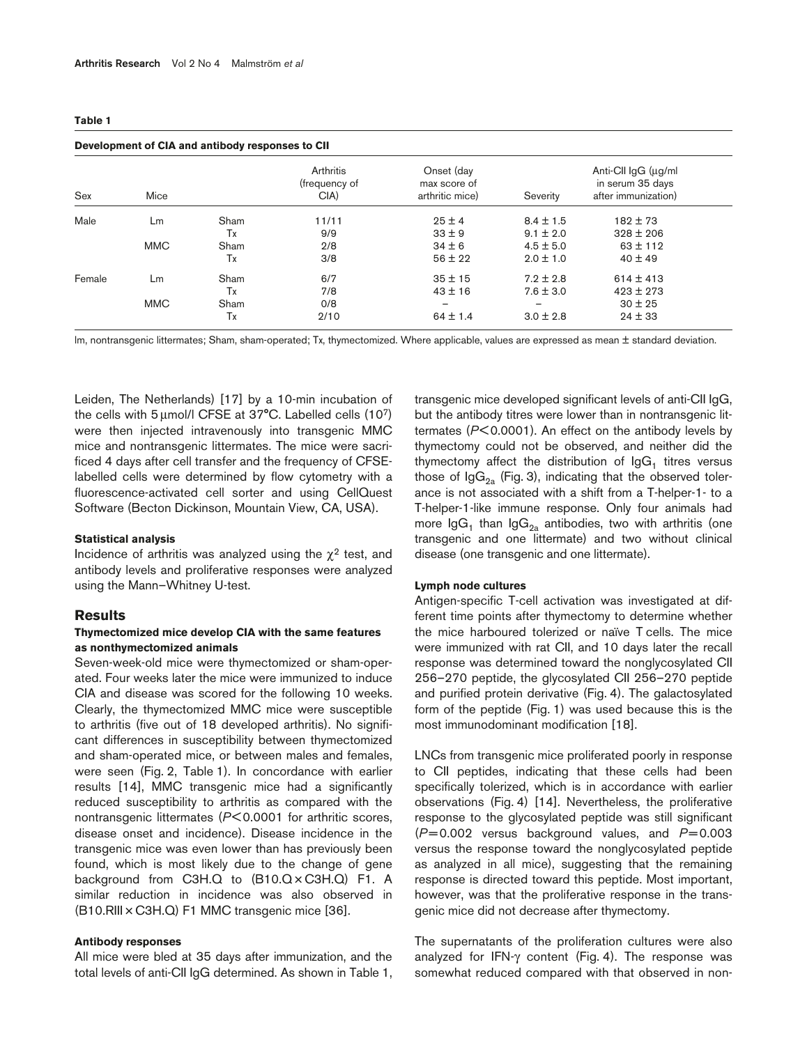**Table 1**

**Development of CIA and antibody responses to CII**

| Sex | Mice | | Arthritis (frequency of CIA) | Onset (day max score of arthritic mice) | Severity | Anti-CII IgG (μg/ml in serum 35 days after immunization) |
|---|---|---|---|---|---|---|
| Male | Lm | Sham | 11/11 | 25 ± 4 | 8.4 ± 1.5 | 182 ± 73 |
| | | Tx | 9/9 | 33 ± 9 | 9.1 ± 2.0 | 328 ± 206 |
| | MMC | Sham | 2/8 | 34 ± 6 | 4.5 ± 5.0 | 63 ± 112 |
| | | Tx | 3/8 | 56 ± 22 | 2.0 ± 1.0 | 40 ± 49 |
| Female | Lm | Sham | 6/7 | 35 ± 15 | 7.2 ± 2.8 | 614 ± 413 |
| | | Tx | 7/8 | 43 ± 16 | 7.6 ± 3.0 | 423 ± 273 |
| | MMC | Sham | 0/8 | – | – | 30 ± 25 |
| | | Tx | 2/10 | 64 ± 1.4 | 3.0 ± 2.8 | 24 ± 33 |

lm, nontransgenic littermates; Sham, sham-operated; Tx, thymectomized. Where applicable, values are expressed as mean ± standard deviation.

Leiden, The Netherlands) [17] by a 10-min incubation of the cells with 5 μmol/l CFSE at 37°C. Labelled cells ($10^7$) were then injected intravenously into transgenic MMC mice and nontransgenic littermates. The mice were sacrificed 4 days after cell transfer and the frequency of CFSE-labelled cells were determined by flow cytometry with a fluorescence-activated cell sorter and using CellQuest Software (Becton Dickinson, Mountain View, CA, USA).

#### Statistical analysis

Incidence of arthritis was analyzed using the $\chi^2$ test, and antibody levels and proliferative responses were analyzed using the Mann–Whitney U-test.

## Results

#### Thymectomized mice develop CIA with the same features as nonthymectomized animals

Seven-week-old mice were thymectomized or sham-operated. Four weeks later the mice were immunized to induce CIA and disease was scored for the following 10 weeks. Clearly, the thymectomized MMC mice were susceptible to arthritis (five out of 18 developed arthritis). No significant differences in susceptibility between thymectomized and sham-operated mice, or between males and females, were seen (Fig. 2, Table 1). In concordance with earlier results [14], MMC transgenic mice had a significantly reduced susceptibility to arthritis as compared with the nontransgenic littermates ($P < 0.0001$ for arthritic scores, disease onset and incidence). Disease incidence in the transgenic mice was even lower than has previously been found, which is most likely due to the change of gene background from C3H.Q to (B10.Q × C3H.Q) F1. A similar reduction in incidence was also observed in (B10.RIII × C3H.Q) F1 MMC transgenic mice [36].

#### Antibody responses

All mice were bled at 35 days after immunization, and the total levels of anti-CII IgG determined. As shown in Table 1, transgenic mice developed significant levels of anti-CII IgG, but the antibody titres were lower than in nontransgenic littermates ($P < 0.0001$). An effect on the antibody levels by thymectomy could not be observed, and neither did the thymectomy affect the distribution of $IgG_1$ titres versus those of $IgG_{2a}$ (Fig. 3), indicating that the observed tolerance is not associated with a shift from a T-helper-1- to a T-helper-1-like immune response. Only four animals had more $IgG_1$ than $IgG_{2a}$ antibodies, two with arthritis (one transgenic and one littermate) and two without clinical disease (one transgenic and one littermate).

#### Lymph node cultures

Antigen-specific T-cell activation was investigated at different time points after thymectomy to determine whether the mice harboured tolerized or naïve T cells. The mice were immunized with rat CII, and 10 days later the recall response was determined toward the nonglycosylated CII 256–270 peptide, the glycosylated CII 256–270 peptide and purified protein derivative (Fig. 4). The galactosylated form of the peptide (Fig. 1) was used because this is the most immunodominant modification [18].

LNCs from transgenic mice proliferated poorly in response to CII peptides, indicating that these cells had been specifically tolerized, which is in accordance with earlier observations (Fig. 4) [14]. Nevertheless, the proliferative response to the glycosylated peptide was still significant ($P = 0.002$ versus background values, and $P = 0.003$ versus the response toward the nonglycosylated peptide as analyzed in all mice), suggesting that the remaining response is directed toward this peptide. Most important, however, was that the proliferative response in the transgenic mice did not decrease after thymectomy.

The supernatants of the proliferation cultures were also analyzed for IFN-γ content (Fig. 4). The response was somewhat reduced compared with that observed in non-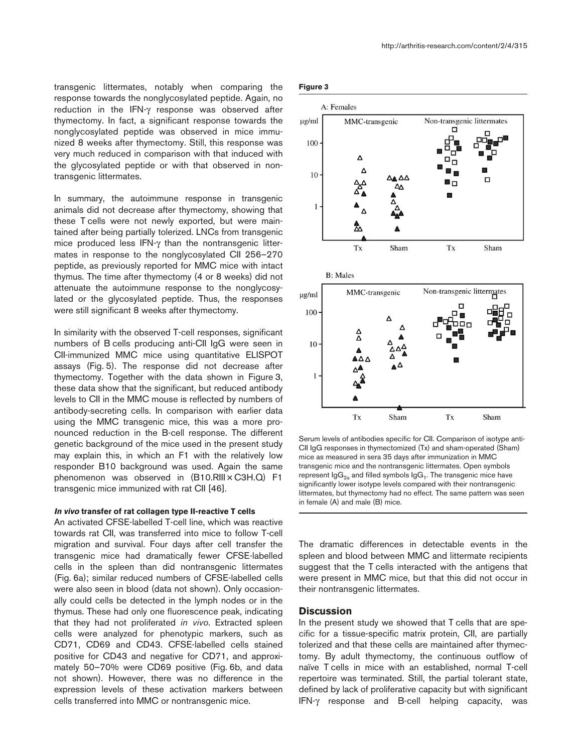transgenic littermates, notably when comparing the response towards the nonglycosylated peptide. Again, no reduction in the IFN-γ response was observed after thymectomy. In fact, a significant response towards the nonglycosylated peptide was observed in mice immunized 8 weeks after thymectomy. Still, this response was very much reduced in comparison with that induced with the glycosylated peptide or with that observed in nontransgenic littermates.

In summary, the autoimmune response in transgenic animals did not decrease after thymectomy, showing that these T cells were not newly exported, but were maintained after being partially tolerized. LNCs from transgenic mice produced less IFN-γ than the nontransgenic littermates in response to the nonglycosylated CII 256–270 peptide, as previously reported for MMC mice with intact thymus. The time after thymectomy (4 or 8 weeks) did not attenuate the autoimmune response to the nonglycosylated or the glycosylated peptide. Thus, the responses were still significant 8 weeks after thymectomy.

In similarity with the observed T-cell responses, significant numbers of B cells producing anti-CII IgG were seen in CII-immunized MMC mice using quantitative ELISPOT assays (Fig. 5). The response did not decrease after thymectomy. Together with the data shown in Figure 3, these data show that the significant, but reduced antibody levels to CII in the MMC mouse is reflected by numbers of antibody-secreting cells. In comparison with earlier data using the MMC transgenic mice, this was a more pronounced reduction in the B-cell response. The different genetic background of the mice used in the present study may explain this, in which an F1 with the relatively low responder B10 background was used. Again the same phenomenon was observed in (B10.RIII × C3H.Q) F1 transgenic mice immunized with rat CII [46].

**Figure 3**

Serum levels of antibodies specific for CII. Comparison of isotype anti-CII IgG responses in thymectomized (Tx) and sham-operated (Sham) mice as measured in sera 35 days after immunization in MMC transgenic mice and the nontransgenic littermates. Open symbols represent $IgG_{2a}$ and filled symbols $IgG_1$. The transgenic mice have significantly lower isotype levels compared with their nontransgenic littermates, but thymectomy had no effect. The same pattern was seen in female (A) and male (B) mice.

#### *In vivo* transfer of rat collagen type II-reactive T cells

An activated CFSE-labelled T-cell line, which was reactive towards rat CII, was transferred into mice to follow T-cell migration and survival. Four days after cell transfer the transgenic mice had dramatically fewer CFSE-labelled cells in the spleen than did nontransgenic littermates (Fig. 6a); similar reduced numbers of CFSE-labelled cells were also seen in blood (data not shown). Only occasionally could cells be detected in the lymph nodes or in the thymus. These had only one fluorescence peak, indicating that they had not proliferated *in vivo*. Extracted spleen cells were analyzed for phenotypic markers, such as CD71, CD69 and CD43. CFSE-labelled cells stained positive for CD43 and negative for CD71, and approximately 50–70% were CD69 positive (Fig. 6b, and data not shown). However, there was no difference in the expression levels of these activation markers between cells transferred into MMC or nontransgenic mice.

The dramatic differences in detectable events in the spleen and blood between MMC and littermate recipients suggest that the T cells interacted with the antigens that were present in MMC mice, but that this did not occur in their nontransgenic littermates.

## Discussion

In the present study we showed that T cells that are specific for a tissue-specific matrix protein, CII, are partially tolerized and that these cells are maintained after thymectomy. By adult thymectomy, the continuous outflow of naïve T cells in mice with an established, normal T-cell repertoire was terminated. Still, the partial tolerant state, defined by lack of proliferative capacity but with significant IFN-γ response and B-cell helping capacity, was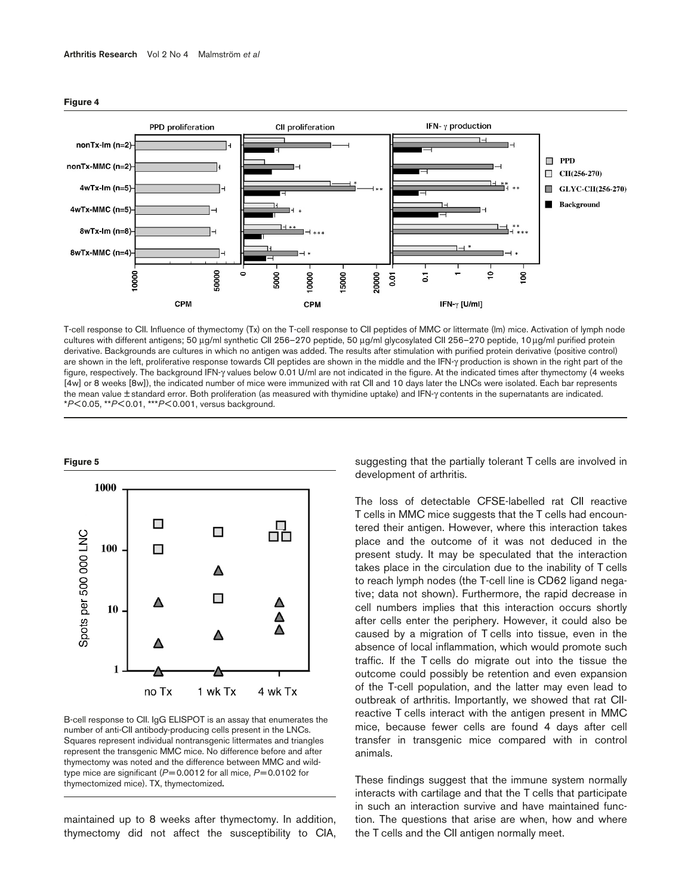**Figure 4**

T-cell response to CII. Influence of thymectomy (Tx) on the T-cell response to CII peptides of MMC or littermate (lm) mice. Activation of lymph node cultures with different antigens; 50 μg/ml synthetic CII 256–270 peptide, 50 μg/ml glycosylated CII 256–270 peptide, 10 μg/ml purified protein derivative. Backgrounds are cultures in which no antigen was added. The results after stimulation with purified protein derivative (positive control) are shown in the left, proliferative response towards CII peptides are shown in the middle and the IFN-γ production is shown in the right part of the figure, respectively. The background IFN-γ values below 0.01 U/ml are not indicated in the figure. At the indicated times after thymectomy (4 weeks [4w] or 8 weeks [8w]), the indicated number of mice were immunized with rat CII and 10 days later the LNCs were isolated. Each bar represents the mean value ± standard error. Both proliferation (as measured with thymidine uptake) and IFN-γ contents in the supernatants are indicated. \*$P < 0.05$, \*\*$P < 0.01$, \*\*\*$P < 0.001$, versus background.

**Figure 5**

B-cell response to CII. IgG ELISPOT is an assay that enumerates the number of anti-CII antibody-producing cells present in the LNCs. Squares represent individual nontransgenic littermates and triangles represent the transgenic MMC mice. No difference before and after thymectomy was noted and the difference between MMC and wild-type mice are significant ($P = 0.0012$ for all mice, $P = 0.0102$ for thymectomized mice). TX, thymectomized.

maintained up to 8 weeks after thymectomy. In addition, thymectomy did not affect the susceptibility to CIA, suggesting that the partially tolerant T cells are involved in development of arthritis.

The loss of detectable CFSE-labelled rat CII reactive T cells in MMC mice suggests that the T cells had encountered their antigen. However, where this interaction takes place and the outcome of it was not deduced in the present study. It may be speculated that the interaction takes place in the circulation due to the inability of T cells to reach lymph nodes (the T-cell line is CD62 ligand negative; data not shown). Furthermore, the rapid decrease in cell numbers implies that this interaction occurs shortly after cells enter the periphery. However, it could also be caused by a migration of T cells into tissue, even in the absence of local inflammation, which would promote such traffic. If the T cells do migrate out into the tissue the outcome could possibly be retention and even expansion of the T-cell population, and the latter may even lead to outbreak of arthritis. Importantly, we showed that rat CII-reactive T cells interact with the antigen present in MMC mice, because fewer cells are found 4 days after cell transfer in transgenic mice compared with in control animals.

These findings suggest that the immune system normally interacts with cartilage and that the T cells that participate in such an interaction survive and have maintained function. The questions that arise are when, how and where the T cells and the CII antigen normally meet.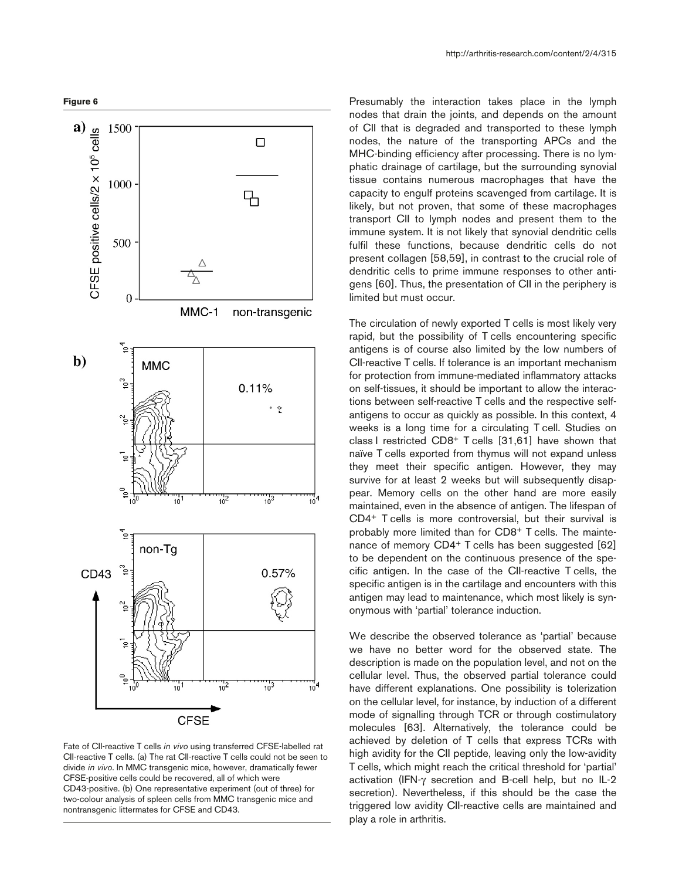**Figure 6**

Fate of CII-reactive T cells *in vivo* using transferred CFSE-labelled rat CII-reactive T cells. (a) The rat CII-reactive T cells could not be seen to divide *in vivo*. In MMC transgenic mice, however, dramatically fewer CFSE-positive cells could be recovered, all of which were CD43-positive. (b) One representative experiment (out of three) for two-colour analysis of spleen cells from MMC transgenic mice and nontransgenic littermates for CFSE and CD43.

Presumably the interaction takes place in the lymph nodes that drain the joints, and depends on the amount of CII that is degraded and transported to these lymph nodes, the nature of the transporting APCs and the MHC-binding efficiency after processing. There is no lymphatic drainage of cartilage, but the surrounding synovial tissue contains numerous macrophages that have the capacity to engulf proteins scavenged from cartilage. It is likely, but not proven, that some of these macrophages transport CII to lymph nodes and present them to the immune system. It is not likely that synovial dendritic cells fulfil these functions, because dendritic cells do not present collagen [58,59], in contrast to the crucial role of dendritic cells to prime immune responses to other antigens [60]. Thus, the presentation of CII in the periphery is limited but must occur.

The circulation of newly exported T cells is most likely very rapid, but the possibility of T cells encountering specific antigens is of course also limited by the low numbers of CII-reactive T cells. If tolerance is an important mechanism for protection from immune-mediated inflammatory attacks on self-tissues, it should be important to allow the interactions between self-reactive T cells and the respective self-antigens to occur as quickly as possible. In this context, 4 weeks is a long time for a circulating T cell. Studies on class I restricted $CD8^+$ T cells [31,61] have shown that naïve T cells exported from thymus will not expand unless they meet their specific antigen. However, they may survive for at least 2 weeks but will subsequently disappear. Memory cells on the other hand are more easily maintained, even in the absence of antigen. The lifespan of $CD4^+$ T cells is more controversial, but their survival is probably more limited than for $CD8^+$ T cells. The maintenance of memory $CD4^+$ T cells has been suggested [62] to be dependent on the continuous presence of the specific antigen. In the case of the CII-reactive T cells, the specific antigen is in the cartilage and encounters with this antigen may lead to maintenance, which most likely is synonymous with 'partial' tolerance induction.

We describe the observed tolerance as 'partial' because we have no better word for the observed state. The description is made on the population level, and not on the cellular level. Thus, the observed partial tolerance could have different explanations. One possibility is tolerization on the cellular level, for instance, by induction of a different mode of signalling through TCR or through costimulatory molecules [63]. Alternatively, the tolerance could be achieved by deletion of T cells that express TCRs with high avidity for the CII peptide, leaving only the low-avidity T cells, which might reach the critical threshold for 'partial' activation (IFN-$\gamma$ secretion and B-cell help, but no IL-2 secretion). Nevertheless, if this should be the case the triggered low avidity CII-reactive cells are maintained and play a role in arthritis.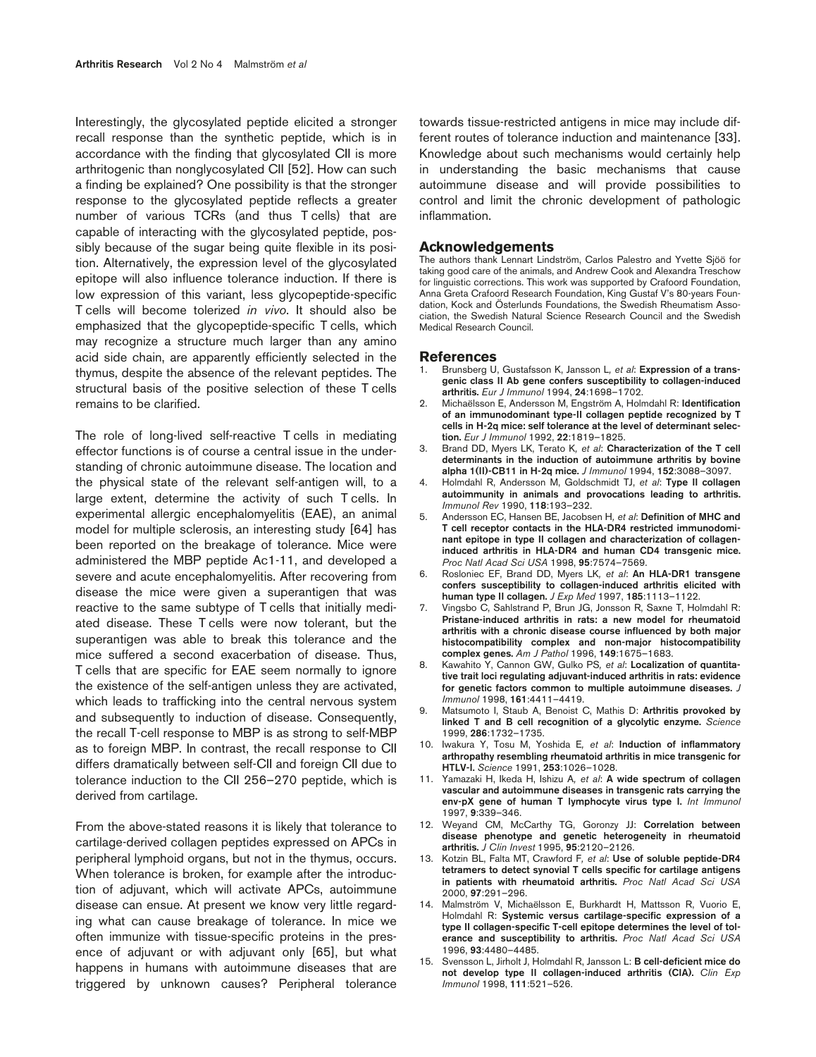Interestingly, the glycosylated peptide elicited a stronger recall response than the synthetic peptide, which is in accordance with the finding that glycosylated CII is more arthritogenic than nonglycosylated CII [52]. How can such a finding be explained? One possibility is that the stronger response to the glycosylated peptide reflects a greater number of various TCRs (and thus T cells) that are capable of interacting with the glycosylated peptide, possibly because of the sugar being quite flexible in its position. Alternatively, the expression level of the glycosylated epitope will also influence tolerance induction. If there is low expression of this variant, less glycopeptide-specific T cells will become tolerized *in vivo*. It should also be emphasized that the glycopeptide-specific T cells, which may recognize a structure much larger than any amino acid side chain, are apparently efficiently selected in the thymus, despite the absence of the relevant peptides. The structural basis of the positive selection of these T cells remains to be clarified.

The role of long-lived self-reactive T cells in mediating effector functions is of course a central issue in the understanding of chronic autoimmune disease. The location and the physical state of the relevant self-antigen will, to a large extent, determine the activity of such T cells. In experimental allergic encephalomyelitis (EAE), an animal model for multiple sclerosis, an interesting study [64] has been reported on the breakage of tolerance. Mice were administered the MBP peptide Ac1-11, and developed a severe and acute encephalomyelitis. After recovering from disease the mice were given a superantigen that was reactive to the same subtype of T cells that initially mediated disease. These T cells were now tolerant, but the superantigen was able to break this tolerance and the mice suffered a second exacerbation of disease. Thus, T cells that are specific for EAE seem normally to ignore the existence of the self-antigen unless they are activated, which leads to trafficking into the central nervous system and subsequently to induction of disease. Consequently, the recall T-cell response to MBP is as strong to self-MBP as to foreign MBP. In contrast, the recall response to CII differs dramatically between self-CII and foreign CII due to tolerance induction to the CII 256–270 peptide, which is derived from cartilage.

From the above-stated reasons it is likely that tolerance to cartilage-derived collagen peptides expressed on APCs in peripheral lymphoid organs, but not in the thymus, occurs. When tolerance is broken, for example after the introduction of adjuvant, which will activate APCs, autoimmune disease can ensue. At present we know very little regarding what can cause breakage of tolerance. In mice we often immunize with tissue-specific proteins in the presence of adjuvant or with adjuvant only [65], but what happens in humans with autoimmune diseases that are triggered by unknown causes? Peripheral tolerance towards tissue-restricted antigens in mice may include different routes of tolerance induction and maintenance [33]. Knowledge about such mechanisms would certainly help in understanding the basic mechanisms that cause autoimmune disease and will provide possibilities to control and limit the chronic development of pathologic inflammation.

## Acknowledgements

The authors thank Lennart Lindström, Carlos Palestro and Yvette Sjöö for taking good care of the animals, and Andrew Cook and Alexandra Treschow for linguistic corrections. This work was supported by Crafoord Foundation, Anna Greta Crafoord Research Foundation, King Gustaf V's 80-years Foundation, Kock and Österlunds Foundations, the Swedish Rheumatism Association, the Swedish Natural Science Research Council and the Swedish Medical Research Council.

## References

1. Brunsberg U, Gustafsson K, Jansson L, *et al*: **Expression of a transgenic class II Ab gene confers susceptibility to collagen-induced arthritis.** *Eur J Immunol* 1994, **24**:1698–1702.
2. Michaëlsson E, Andersson M, Engström A, Holmdahl R: **Identification of an immunodominant type-II collagen peptide recognized by T cells in H-2q mice: self tolerance at the level of determinant selection.** *Eur J Immunol* 1992, **22**:1819–1825.
3. Brand DD, Myers LK, Terato K, *et al*: **Characterization of the T cell determinants in the induction of autoimmune arthritis by bovine alpha 1(II)-CB11 in H-2q mice.** *J Immunol* 1994, **152**:3088–3097.
4. Holmdahl R, Andersson M, Goldschmidt TJ, *et al*: **Type II collagen autoimmunity in animals and provocations leading to arthritis.** *Immunol Rev* 1990, **118**:193–232.
5. Andersson EC, Hansen BE, Jacobsen H, *et al*: **Definition of MHC and T cell receptor contacts in the HLA-DR4 restricted immunodominant epitope in type II collagen and characterization of collagen-induced arthritis in HLA-DR4 and human CD4 transgenic mice.** *Proc Natl Acad Sci USA* 1998, **95**:7574–7569.
6. Rosloniec EF, Brand DD, Myers LK, *et al*: **An HLA-DR1 transgene confers susceptibility to collagen-induced arthritis elicited with human type II collagen.** *J Exp Med* 1997, **185**:1113–1122.
7. Vingsbo C, Sahlstrand P, Brun JG, Jonsson R, Saxne T, Holmdahl R: **Pristane-induced arthritis in rats: a new model for rheumatoid arthritis with a chronic disease course influenced by both major histocompatibility complex and non-major histocompatibility complex genes.** *Am J Pathol* 1996, **149**:1675–1683.
8. Kawahito Y, Cannon GW, Gulko PS, *et al*: **Localization of quantitative trait loci regulating adjuvant-induced arthritis in rats: evidence for genetic factors common to multiple autoimmune diseases.** *J Immunol* 1998, **161**:4411–4419.
9. Matsumoto I, Staub A, Benoist C, Mathis D: **Arthritis provoked by linked T and B cell recognition of a glycolytic enzyme.** *Science* 1999, **286**:1732–1735.
10. Iwakura Y, Tosu M, Yoshida E, *et al*: **Induction of inflammatory arthropathy resembling rheumatoid arthritis in mice transgenic for HTLV-I.** *Science* 1991, **253**:1026–1028.
11. Yamazaki H, Ikeda H, Ishizu A, *et al*: **A wide spectrum of collagen vascular and autoimmune diseases in transgenic rats carrying the env-pX gene of human T lymphocyte virus type I.** *Int Immunol* 1997, **9**:339–346.
12. Weyand CM, McCarthy TG, Goronzy JJ: **Correlation between disease phenotype and genetic heterogeneity in rheumatoid arthritis.** *J Clin Invest* 1995, **95**:2120–2126.
13. Kotzin BL, Falta MT, Crawford F, *et al*: **Use of soluble peptide-DR4 tetramers to detect synovial T cells specific for cartilage antigens in patients with rheumatoid arthritis.** *Proc Natl Acad Sci USA* 2000, **97**:291–296.
14. Malmström V, Michaëlsson E, Burkhardt H, Mattsson R, Vuorio E, Holmdahl R: **Systemic versus cartilage-specific expression of a type II collagen-specific T-cell epitope determines the level of tolerance and susceptibility to arthritis.** *Proc Natl Acad Sci USA* 1996, **93**:4480–4485.
15. Svensson L, Jirholt J, Holmdahl R, Jansson L: **B cell-deficient mice do not develop type II collagen-induced arthritis (CIA).** *Clin Exp Immunol* 1998, **111**:521–526.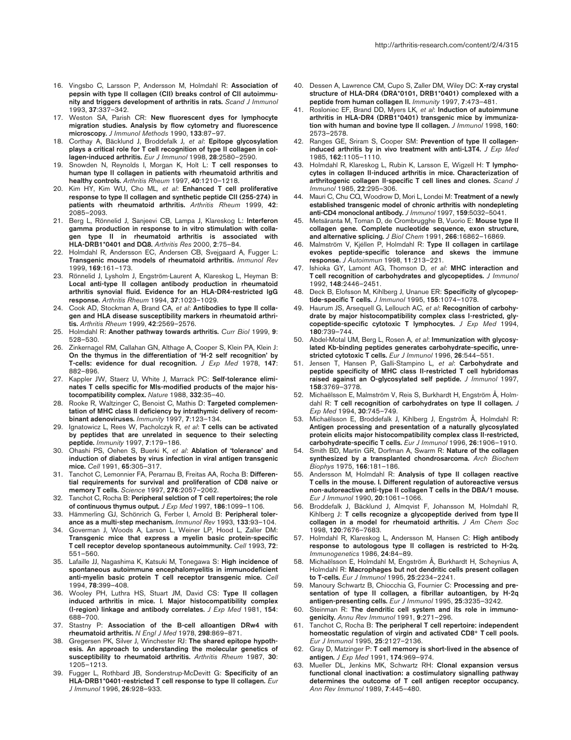16. Vingsbo C, Larsson P, Andersson M, Holmdahl R: **Association of pepsin with type II collagen (CII) breaks control of CII autoimmunity and triggers development of arthritis in rats.** *Scand J Immunol* 1993, **37**:337–342.
17. Weston SA, Parish CR: **New fluorescent dyes for lymphocyte migration studies. Analysis by flow cytometry and fluorescence microscopy.** *J Immunol Methods* 1990, **133**:87–97.
18. Corthay A, Bäcklund J, Broddefalk J, *et al*: **Epitope glycosylation plays a critical role for T cell recognition of type II collagen in collagen-induced arthritis.** *Eur J Immunol* 1998, **28**:2580–2590.
19. Snowden N, Reynolds I, Morgan K, Holt L: **T cell responses to human type II collagen in patients with rheumatoid arthritis and healthy controls.** *Arthritis Rheum* 1997, **40**:1210–1218.
20. Kim HY, Kim WU, Cho ML, *et al*: **Enhanced T cell proliferative response to type II collagen and synthetic peptide CII (255-274) in patients with rheumatoid arthritis.** *Arthritis Rheum* 1999, **42**: 2085–2093.
21. Berg L, Rönnelid J, Sanjeevi CB, Lampa J, Klareskog L: **Interferon gamma production in response to in vitro stimulation with collagen type II in rheumatoid arthritis is associated with HLA-DRB1*0401 and DQ8.** *Arthritis Res* 2000, **2**:75–84.
22. Holmdahl R, Andersson EC, Andersen CB, Svejgaard A, Fugger L: **Transgenic mouse models of rheumatoid arthritis.** *Immunol Rev* 1999, **169**:161–173.
23. Rönnelid J, Lysholm J, Engström-Laurent A, Klareskog L, Heyman B: **Local anti-type II collagen antibody production in rheumatoid arthritis synovial fluid. Evidence for an HLA-DR4-restricted IgG response.** *Arthritis Rheum* 1994, **37**:1023–1029.
24. Cook AD, Stockman A, Brand CA, *et al*: **Antibodies to type II collagen and HLA disease susceptibility markers in rheumatoid arthritis.** *Arthritis Rheum* 1999, **42**:2569–2576.
25. Holmdahl R: **Another pathway towards arthritis.** *Curr Biol* 1999, **9**: 528–530.
26. Zinkernagel RM, Callahan GN, Althage A, Cooper S, Klein PA, Klein J: **On the thymus in the differentiation of 'H-2 self recognition' by T-cells: evidence for dual recognition.** *J Exp Med* 1978, **147**: 882–896.
27. Kappler JW, Staerz U, White J, Marrack PC: **Self-tolerance eliminates T cells specific for Mls-modified products of the major histocompatibility complex.** *Nature* 1988, **332**:35–40.
28. Rooke R, Waltzinger C, Benoist C, Mathis D: **Targeted complementation of MHC class II deficiency by intrathymic delivery of recombinant adenoviruses.** *Immunity* 1997, **7**:123–134.
29. Ignatowicz L, Rees W, Pacholczyk R, *et al*: **T cells can be activated by peptides that are unrelated in sequence to their selecting peptide.** *Immunity* 1997, **7**:179–186.
30. Ohashi PS, Oehen S, Buerki K, *et al*: **Ablation of 'tolerance' and induction of diabetes by virus infection in viral antigen transgenic mice.** *Cell* 1991, **65**:305–317.
31. Tanchot C, Lemonnier FA, Perarnau B, Freitas AA, Rocha B: **Differential requirements for survival and proliferation of CD8 naive or memory T cells.** *Science* 1997, **276**:2057–2062.
32. Tanchot C, Rocha B: **Peripheral selction of T cell repertoires; the role of continuous thymus output.** *J Exp Med* 1997, **186**:1099–1106.
33. Hämmerling GJ, Schönrich G, Ferber I, Arnold B: **Peripheral tolerance as a multi-step mechanism.** *Immunol Rev* 1993, **133**:93–104.
34. Goverman J, Woods A, Larson L, Weiner LP, Hood L, Zaller DM: **Transgenic mice that express a myelin basic protein-specific T cell receptor develop spontaneous autoimmunity.** *Cell* 1993, **72**: 551–560.
35. Lafaille JJ, Nagashima K, Katsuki M, Tonegawa S: **High incidence of spontaneous autoimmune encephalomyelitis in immunodeficient anti-myelin basic protein T cell receptor transgenic mice.** *Cell* 1994, **78**:399–408.
36. Wooley PH, Luthra HS, Stuart JM, David CS: **Type II collagen induced arthritis in mice. I. Major histocompatibility complex (I-region) linkage and antibody correlates.** *J Exp Med* 1981, **154**: 688–700.
37. Stastny P: **Association of the B-cell alloantigen DRw4 with rheumatoid arthritis.** *N Engl J Med* 1978, **298**:869–871.
38. Gregersen PK, Silver J, Winchester RJ: **The shared epitope hypothesis. An approach to understanding the molecular genetics of susceptibility to rheumatoid arthritis.** *Arthritis Rheum* 1987, **30**: 1205–1213.
39. Fugger L, Rothbard JB, Sonderstrup-McDevitt G: **Specificity of an HLA-DRB1*0401-restricted T cell response to type II collagen.** *Eur J Immunol* 1996, **26**:928–933.
40. Dessen A, Lawrence CM, Cupo S, Zaller DM, Wiley DC: **X-ray crystal structure of HLA-DR4 (DRA*0101, DRB1*0401) complexed with a peptide from human collagen II.** *Immunity* 1997, **7**:473–481.
41. Rosloniec EF, Brand DD, Myers LK, *et al*: **Induction of autoimmune arthritis in HLA-DR4 (DRB1*0401) transgenic mice by immunization with human and bovine type II collagen.** *J Immunol* 1998, **160**: 2573–2578.
42. Ranges GE, Sriram S, Cooper SM: **Prevention of type II collagen-induced arthritis by in vivo treatment with anti-L3T4.** *J Exp Med* 1985, **162**:1105–1110.
43. Holmdahl R, Klareskog L, Rubin K, Larsson E, Wigzell H: **T lymphocytes in collagen II-induced arthritis in mice. Characterization of arthritogenic collagen II-specific T cell lines and clones.** *Scand J Immunol* 1985, **22**:295–306.
44. Mauri C, Chu CQ, Woodrow D, Mori L, Londei M: **Treatment of a newly established transgenic model of chronic arthritis with nondepleting anti-CD4 monoclonal antibody.** *J Immunol* 1997, **159**:5032–5041.
45. Metsäranta M, Toman D, de Crombrugghe B, Vuorio E: **Mouse type II collagen gene. Complete nucleotide sequence, exon structure, and alternative splicing.** *J Biol Chem* 1991, **266**:16862–16869.
46. Malmström V, Kjéllen P, Holmdahl R: **Type II collagen in cartilage evokes peptide-specific tolerance and skews the immune response.** *J Autoimmun* 1998, **11**:213–221.
47. Ishioka GY, Lamont AG, Thomson D, *et al*: **MHC interaction and T cell recognition of carbohydrates and glycopeptides.** *J Immunol* 1992, **148**:2446–2451.
48. Deck B, Elofsson M, Kihlberg J, Unanue ER: **Specificity of glycopeptide-specific T cells.** *J Immunol* 1995, **155**:1074–1078.
49. Haurum JS, Arsequell G, Lellouch AC, *et al*: **Recognition of carbohydrate by major histocompatibility complex class I-restricted, glycopeptide-specific cytotoxic T lymphocytes.** *J Exp Med* 1994, **180**:739–744.
50. Abdel-Motal UM, Berg L, Rosen A, *et al*: **Immunization with glycosylated Kb-binding peptides generates carbohydrate-specific, unrestricted cytotoxic T cells.** *Eur J Immunol* 1996, **26**:544–551.
51. Jensen T, Hansen P, Galli-Stampino L, *et al*: **Carbohydrate and peptide specificity of MHC class II-restricted T cell hybridomas raised against an O-glycosylated self peptide.** *J Immunol* 1997, **158**:3769–3778.
52. Michaëlsson E, Malmström V, Reis S, Burkhardt H, Engström Å, Holmdahl R: **T cell recognition of carbohydrates on type II collagen.** *J Exp Med* 1994, **30**:745–749.
53. Michaëlsson E, Broddefalk J, Kihlberg J, Engström Å, Holmdahl R: **Antigen processing and presentation of a naturally glycosylated protein elicits major histocompatibility complex class II-restricted, carbohydrate-specific T cells.** *Eur J Immunol* 1996, **26**:1906–1910.
54. Smith BD, Martin GR, Dorfman A, Swarm R: **Nature of the collagen synthesized by a transplanted chondrosarcoma.** *Arch Biochem Biophys* 1975, **166**:181–186.
55. Andersson M, Holmdahl R: **Analysis of type II collagen reactive T cells in the mouse. I. Different regulation of autoreactive versus non-autoreactive anti-type II collagen T cells in the DBA/1 mouse.** *Eur J Immunol* 1990, **20**:1061–1066.
56. Broddefalk J, Bäcklund J, Almqvist F, Johansson M, Holmdahl R, Kihlberg J: **T cells recognize a glycopeptide derived from type II collagen in a model for rheumatoid arthritis.** *J Am Chem Soc* 1998, **120**:7676–7683.
57. Holmdahl R, Klareskog L, Andersson M, Hansen C: **High antibody response to autologous type II collagen is restricted to H-2q.** *Immunogenetics* 1986, **24**:84–89.
58. Michaëlsson E, Holmdahl M, Engström Å, Burkhardt H, Scheynius A, Holmdahl R: **Macrophages but not dendritic cells present collagen to T-cells.** *Eur J Immunol* 1995, **25**:2234–2241.
59. Manoury Schwartz B, Chiocchia G, Fournier C: **Processing and presentation of type II collagen, a fibrillar autoantigen, by H-2q antigen-presenting cells.** *Eur J Immunol* 1995, **25**:3235–3242.
60. Steinman R: **The dendritic cell system and its role in immunogenicity.** *Annu Rev Immunol* 1991, **9**:271–296.
61. Tanchot C, Rocha B: **The peripheral T cell repertoire: independent homeostatic regulation of virgin and activated CD8$^{+}$ T cell pools.** *Eur J Immunol* 1995, **25**:2127–2136.
62. Gray D, Matzinger P: **T cell memory is short-lived in the absence of antigen.** *J Exp Med* 1991, **174**:969–974.
63. Mueller DL, Jenkins MK, Schwartz RH: **Clonal expansion versus functional clonal inactivation: a costimulatory signalling pathway determines the outcome of T cell antigen receptor occupancy.** *Ann Rev Immunol* 1989, **7**:445–480.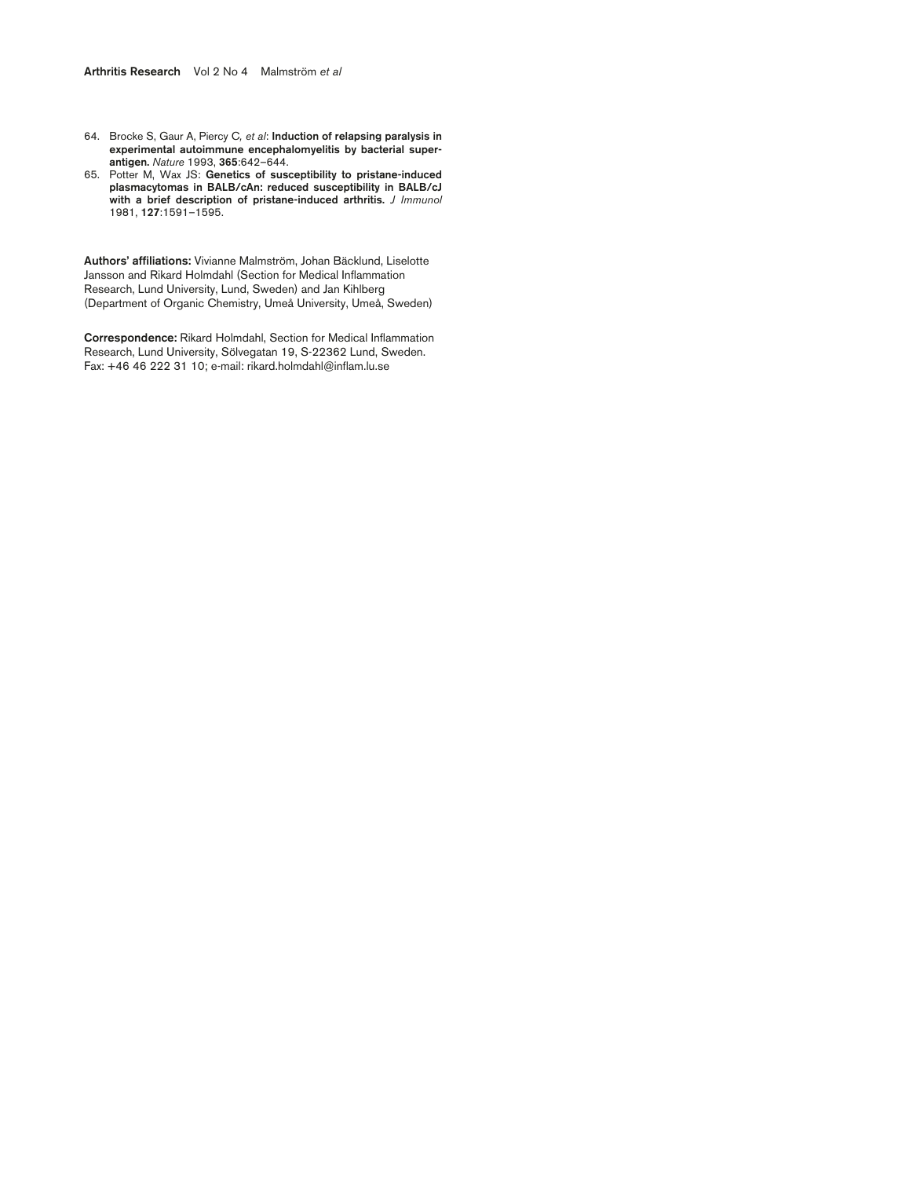64. Brocke S, Gaur A, Piercy C, *et al*: **Induction of relapsing paralysis in experimental autoimmune encephalomyelitis by bacterial superantigen.** *Nature* 1993, **365**:642–644.
65. Potter M, Wax JS: **Genetics of susceptibility to pristane-induced plasmacytomas in BALB/cAn: reduced susceptibility in BALB/cJ with a brief description of pristane-induced arthritis.** *J Immunol* 1981, **127**:1591–1595.

**Authors' affiliations:** Vivianne Malmström, Johan Bäcklund, Liselotte Jansson and Rikard Holmdahl (Section for Medical Inflammation Research, Lund University, Lund, Sweden) and Jan Kihlberg (Department of Organic Chemistry, Umeå University, Umeå, Sweden)

**Correspondence:** Rikard Holmdahl, Section for Medical Inflammation Research, Lund University, Sölvegatan 19, S-22362 Lund, Sweden. Fax: +46 46 222 31 10; e-mail: rikard.holmdahl@inflam.lu.se